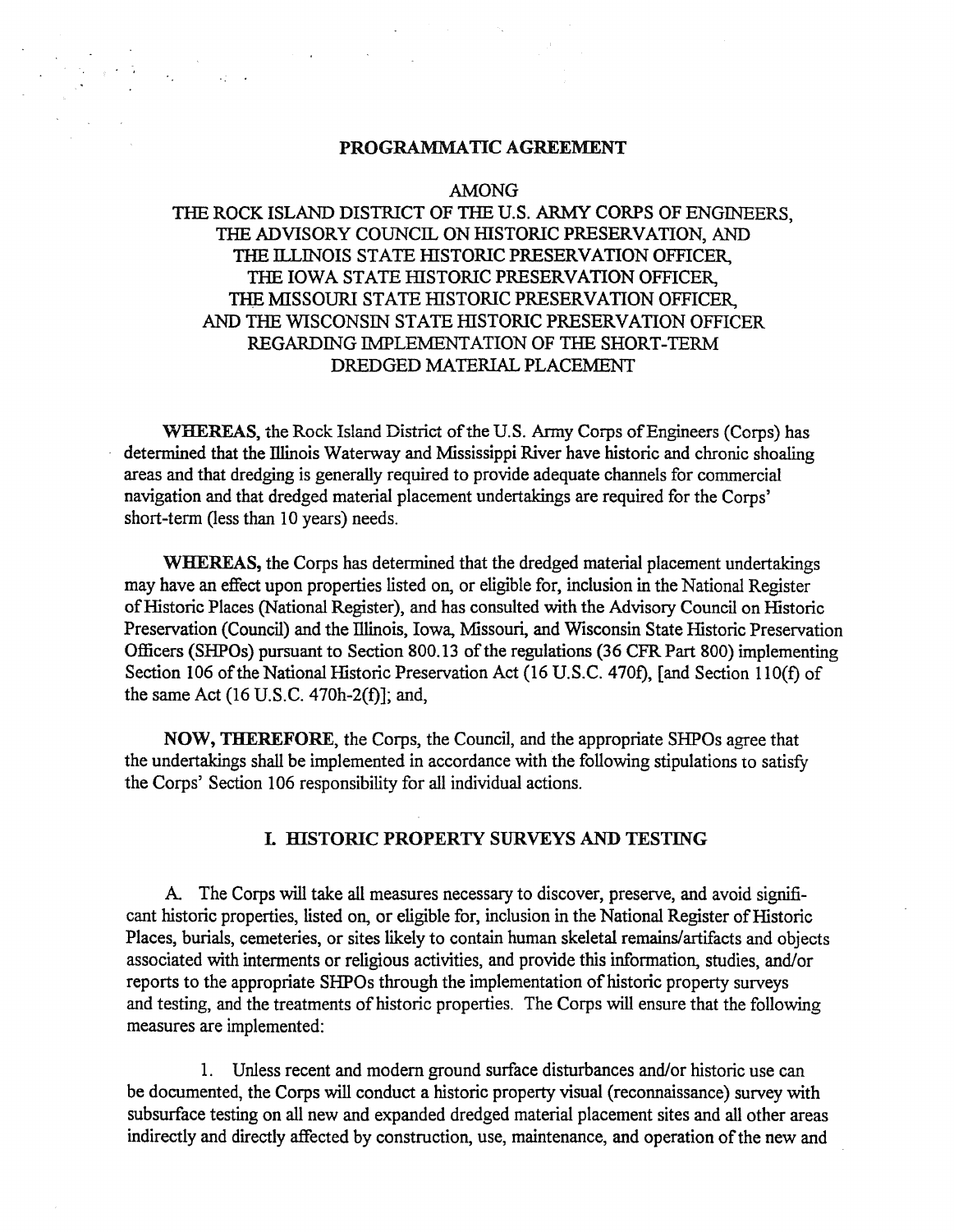# PROGRAMMATIC AGREEMENT

AMONG
THE ROCK ISLAND DISTRICT OF THE U.S. ARMY CORPS OF ENGINEERS,
THE ADVISORY COUNCIL ON HISTORIC PRESERVATION, AND
THE ILLINOIS STATE HISTORIC PRESERVATION OFFICER,
THE IOWA STATE HISTORIC PRESERVATION OFFICER,
THE MISSOURI STATE HISTORIC PRESERVATION OFFICER,
AND THE WISCONSIN STATE HISTORIC PRESERVATION OFFICER
REGARDING IMPLEMENTATION OF THE SHORT-TERM
DREDGED MATERIAL PLACEMENT

**WHEREAS,** the Rock Island District of the U.S. Army Corps of Engineers (Corps) has determined that the Illinois Waterway and Mississippi River have historic and chronic shoaling areas and that dredging is generally required to provide adequate channels for commercial navigation and that dredged material placement undertakings are required for the Corps' short-term (less than 10 years) needs.

**WHEREAS,** the Corps has determined that the dredged material placement undertakings may have an effect upon properties listed on, or eligible for, inclusion in the National Register of Historic Places (National Register), and has consulted with the Advisory Council on Historic Preservation (Council) and the Illinois, Iowa, Missouri, and Wisconsin State Historic Preservation Officers (SHPOs) pursuant to Section 800.13 of the regulations (36 CFR Part 800) implementing Section 106 of the National Historic Preservation Act (16 U.S.C. 470f), [and Section 110(f) of the same Act (16 U.S.C. 470h-2(f)]; and,

**NOW, THEREFORE,** the Corps, the Council, and the appropriate SHPOs agree that the undertakings shall be implemented in accordance with the following stipulations to satisfy the Corps' Section 106 responsibility for all individual actions.

## I. HISTORIC PROPERTY SURVEYS AND TESTING

A. The Corps will take all measures necessary to discover, preserve, and avoid significant historic properties, listed on, or eligible for, inclusion in the National Register of Historic Places, burials, cemeteries, or sites likely to contain human skeletal remains/artifacts and objects associated with interments or religious activities, and provide this information, studies, and/or reports to the appropriate SHPOs through the implementation of historic property surveys and testing, and the treatments of historic properties. The Corps will ensure that the following measures are implemented:

1. Unless recent and modern ground surface disturbances and/or historic use can be documented, the Corps will conduct a historic property visual (reconnaissance) survey with subsurface testing on all new and expanded dredged material placement sites and all other areas indirectly and directly affected by construction, use, maintenance, and operation of the new and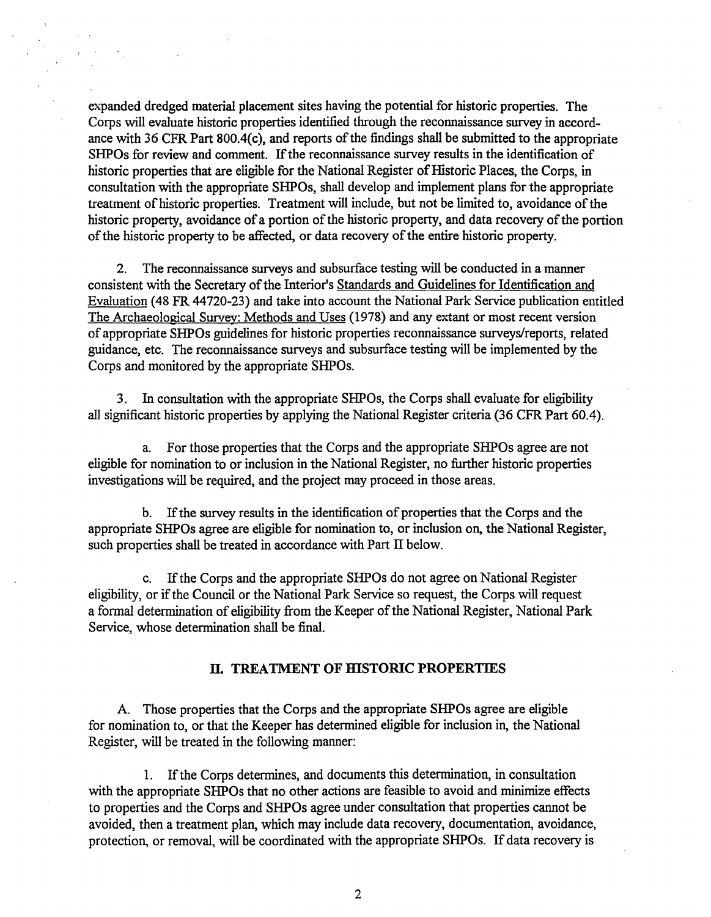expanded dredged material placement sites having the potential for historic properties. The Corps will evaluate historic properties identified through the reconnaissance survey in accordance with 36 CFR Part 800.4(c), and reports of the findings shall be submitted to the appropriate SHPOs for review and comment. If the reconnaissance survey results in the identification of historic properties that are eligible for the National Register of Historic Places, the Corps, in consultation with the appropriate SHPOs, shall develop and implement plans for the appropriate treatment of historic properties. Treatment will include, but not be limited to, avoidance of the historic property, avoidance of a portion of the historic property, and data recovery of the portion of the historic property to be affected, or data recovery of the entire historic property.

2. The reconnaissance surveys and subsurface testing will be conducted in a manner consistent with the Secretary of the Interior's Standards and Guidelines for Identification and Evaluation (48 FR 44720-23) and take into account the National Park Service publication entitled The Archaeological Survey: Methods and Uses (1978) and any extant or most recent version of appropriate SHPOs guidelines for historic properties reconnaissance surveys/reports, related guidance, etc. The reconnaissance surveys and subsurface testing will be implemented by the Corps and monitored by the appropriate SHPOs.

3. In consultation with the appropriate SHPOs, the Corps shall evaluate for eligibility all significant historic properties by applying the National Register criteria (36 CFR Part 60.4).

a. For those properties that the Corps and the appropriate SHPOs agree are not eligible for nomination to or inclusion in the National Register, no further historic properties investigations will be required, and the project may proceed in those areas.

b. If the survey results in the identification of properties that the Corps and the appropriate SHPOs agree are eligible for nomination to, or inclusion on, the National Register, such properties shall be treated in accordance with Part II below.

c. If the Corps and the appropriate SHPOs do not agree on National Register eligibility, or if the Council or the National Park Service so request, the Corps will request a formal determination of eligibility from the Keeper of the National Register, National Park Service, whose determination shall be final.

## II. TREATMENT OF HISTORIC PROPERTIES

A. Those properties that the Corps and the appropriate SHPOs agree are eligible for nomination to, or that the Keeper has determined eligible for inclusion in, the National Register, will be treated in the following manner:

1. If the Corps determines, and documents this determination, in consultation with the appropriate SHPOs that no other actions are feasible to avoid and minimize effects to properties and the Corps and SHPOs agree under consultation that properties cannot be avoided, then a treatment plan, which may include data recovery, documentation, avoidance, protection, or removal, will be coordinated with the appropriate SHPOs. If data recovery is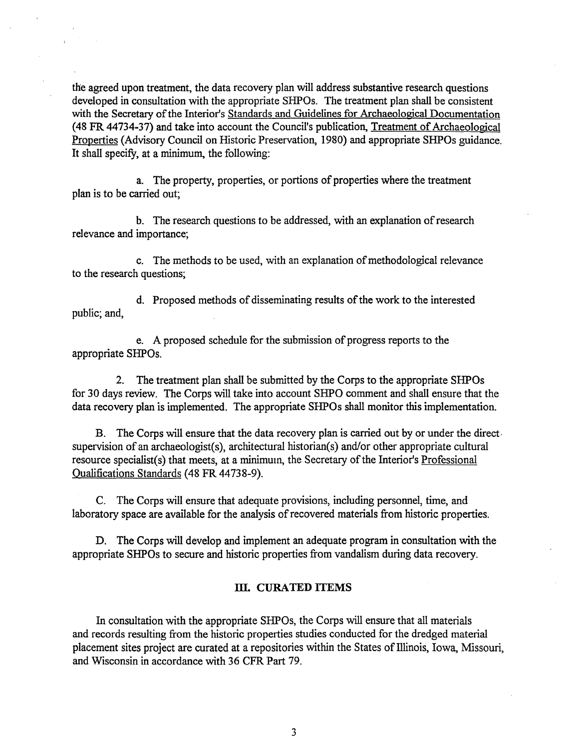the agreed upon treatment, the data recovery plan will address substantive research questions developed in consultation with the appropriate SHPOs. The treatment plan shall be consistent with the Secretary of the Interior's Standards and Guidelines for Archaeological Documentation (48 FR 44734-37) and take into account the Council's publication, Treatment of Archaeological Properties (Advisory Council on Historic Preservation, 1980) and appropriate SHPOs guidance. It shall specify, at a minimum, the following:

a. The property, properties, or portions of properties where the treatment plan is to be carried out;

b. The research questions to be addressed, with an explanation of research relevance and importance;

c. The methods to be used, with an explanation of methodological relevance to the research questions;

d. Proposed methods of disseminating results of the work to the interested public; and,

e. A proposed schedule for the submission of progress reports to the appropriate SHPOs.

2. The treatment plan shall be submitted by the Corps to the appropriate SHPOs for 30 days review. The Corps will take into account SHPO comment and shall ensure that the data recovery plan is implemented. The appropriate SHPOs shall monitor this implementation.

B. The Corps will ensure that the data recovery plan is carried out by or under the direct supervision of an archaeologist(s), architectural historian(s) and/or other appropriate cultural resource specialist(s) that meets, at a minimum, the Secretary of the Interior's Professional Qualifications Standards (48 FR 44738-9).

C. The Corps will ensure that adequate provisions, including personnel, time, and laboratory space are available for the analysis of recovered materials from historic properties.

D. The Corps will develop and implement an adequate program in consultation with the appropriate SHPOs to secure and historic properties from vandalism during data recovery.

## III. CURATED ITEMS

In consultation with the appropriate SHPOs, the Corps will ensure that all materials and records resulting from the historic properties studies conducted for the dredged material placement sites project are curated at a repositories within the States of Illinois, Iowa, Missouri, and Wisconsin in accordance with 36 CFR Part 79.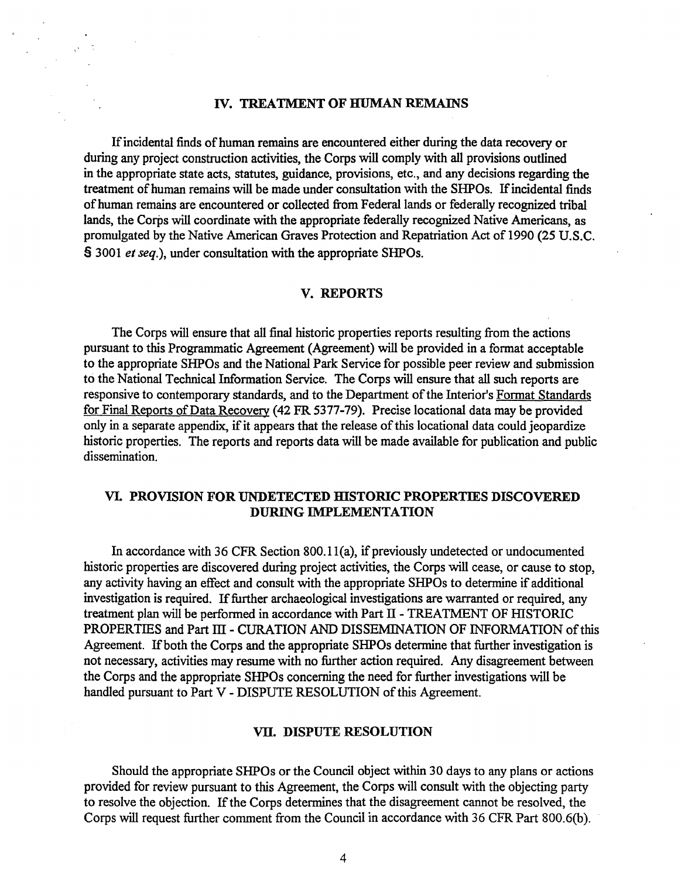## IV. TREATMENT OF HUMAN REMAINS

If incidental finds of human remains are encountered either during the data recovery or during any project construction activities, the Corps will comply with all provisions outlined in the appropriate state acts, statutes, guidance, provisions, etc., and any decisions regarding the treatment of human remains will be made under consultation with the SHPOs. If incidental finds of human remains are encountered or collected from Federal lands or federally recognized tribal lands, the Corps will coordinate with the appropriate federally recognized Native Americans, as promulgated by the Native American Graves Protection and Repatriation Act of 1990 (25 U.S.C. § 3001 *et seq.*), under consultation with the appropriate SHPOs.

## V. REPORTS

The Corps will ensure that all final historic properties reports resulting from the actions pursuant to this Programmatic Agreement (Agreement) will be provided in a format acceptable to the appropriate SHPOs and the National Park Service for possible peer review and submission to the National Technical Information Service. The Corps will ensure that all such reports are responsive to contemporary standards, and to the Department of the Interior's Format Standards for Final Reports of Data Recovery (42 FR 5377-79). Precise locational data may be provided only in a separate appendix, if it appears that the release of this locational data could jeopardize historic properties. The reports and reports data will be made available for publication and public dissemination.

## VI. PROVISION FOR UNDETECTED HISTORIC PROPERTIES DISCOVERED DURING IMPLEMENTATION

In accordance with 36 CFR Section 800.11(a), if previously undetected or undocumented historic properties are discovered during project activities, the Corps will cease, or cause to stop, any activity having an effect and consult with the appropriate SHPOs to determine if additional investigation is required. If further archaeological investigations are warranted or required, any treatment plan will be performed in accordance with Part II - TREATMENT OF HISTORIC PROPERTIES and Part III - CURATION AND DISSEMINATION OF INFORMATION of this Agreement. If both the Corps and the appropriate SHPOs determine that further investigation is not necessary, activities may resume with no further action required. Any disagreement between the Corps and the appropriate SHPOs concerning the need for further investigations will be handled pursuant to Part V - DISPUTE RESOLUTION of this Agreement.

## VII. DISPUTE RESOLUTION

Should the appropriate SHPOs or the Council object within 30 days to any plans or actions provided for review pursuant to this Agreement, the Corps will consult with the objecting party to resolve the objection. If the Corps determines that the disagreement cannot be resolved, the Corps will request further comment from the Council in accordance with 36 CFR Part 800.6(b).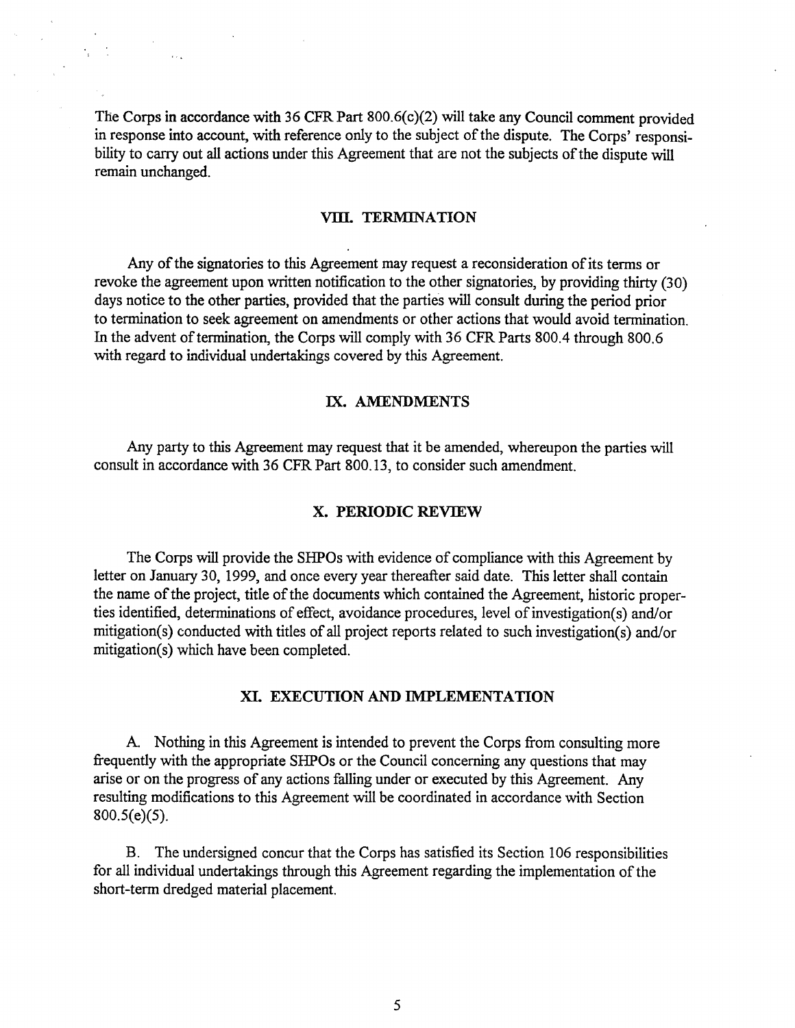The Corps in accordance with 36 CFR Part 800.6(c)(2) will take any Council comment provided in response into account, with reference only to the subject of the dispute. The Corps' responsibility to carry out all actions under this Agreement that are not the subjects of the dispute will remain unchanged.

## VIII. TERMINATION

Any of the signatories to this Agreement may request a reconsideration of its terms or revoke the agreement upon written notification to the other signatories, by providing thirty (30) days notice to the other parties, provided that the parties will consult during the period prior to termination to seek agreement on amendments or other actions that would avoid termination. In the advent of termination, the Corps will comply with 36 CFR Parts 800.4 through 800.6 with regard to individual undertakings covered by this Agreement.

## IX. AMENDMENTS

Any party to this Agreement may request that it be amended, whereupon the parties will consult in accordance with 36 CFR Part 800.13, to consider such amendment.

## X. PERIODIC REVIEW

The Corps will provide the SHPOs with evidence of compliance with this Agreement by letter on January 30, 1999, and once every year thereafter said date. This letter shall contain the name of the project, title of the documents which contained the Agreement, historic properties identified, determinations of effect, avoidance procedures, level of investigation(s) and/or mitigation(s) conducted with titles of all project reports related to such investigation(s) and/or mitigation(s) which have been completed.

## XI. EXECUTION AND IMPLEMENTATION

A. Nothing in this Agreement is intended to prevent the Corps from consulting more frequently with the appropriate SHPOs or the Council concerning any questions that may arise or on the progress of any actions falling under or executed by this Agreement. Any resulting modifications to this Agreement will be coordinated in accordance with Section 800.5(e)(5).

B. The undersigned concur that the Corps has satisfied its Section 106 responsibilities for all individual undertakings through this Agreement regarding the implementation of the short-term dredged material placement.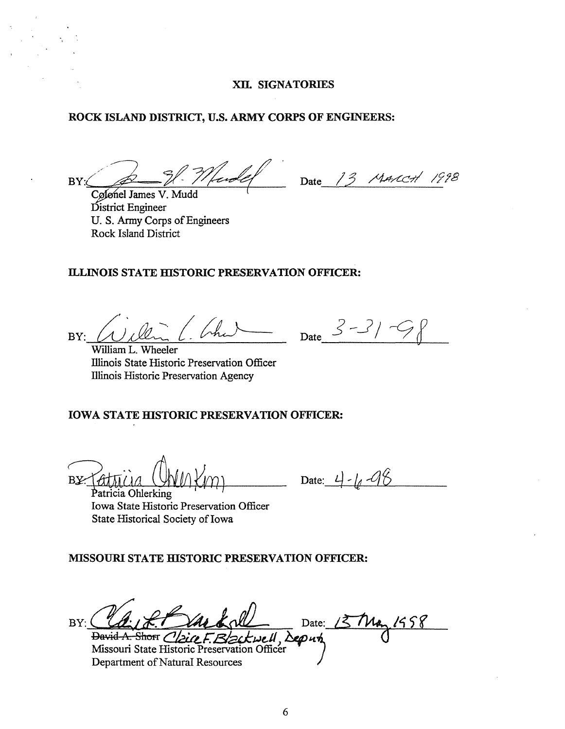## XII. SIGNATORIES

**ROCK ISLAND DISTRICT, U.S. ARMY CORPS OF ENGINEERS:**

BY: _______________________ Date 13 MARCH 1998

Colonel James V. Mudd
District Engineer
U. S. Army Corps of Engineers
Rock Island District

**ILLINOIS STATE HISTORIC PRESERVATION OFFICER:**

BY: _______________________ Date 3-31-98

William L. Wheeler
Illinois State Historic Preservation Officer
Illinois Historic Preservation Agency

**IOWA STATE HISTORIC PRESERVATION OFFICER:**

BY: _______________________ Date: 4-6-98

Patricia Ohlerking
Iowa State Historic Preservation Officer
State Historical Society of Iowa

**MISSOURI STATE HISTORIC PRESERVATION OFFICER:**

BY: _______________________ Date: 13 May 1998

~~David A. Shorr~~ Claire F. Blackwell, Deputy
Missouri State Historic Preservation Officer
Department of Natural Resources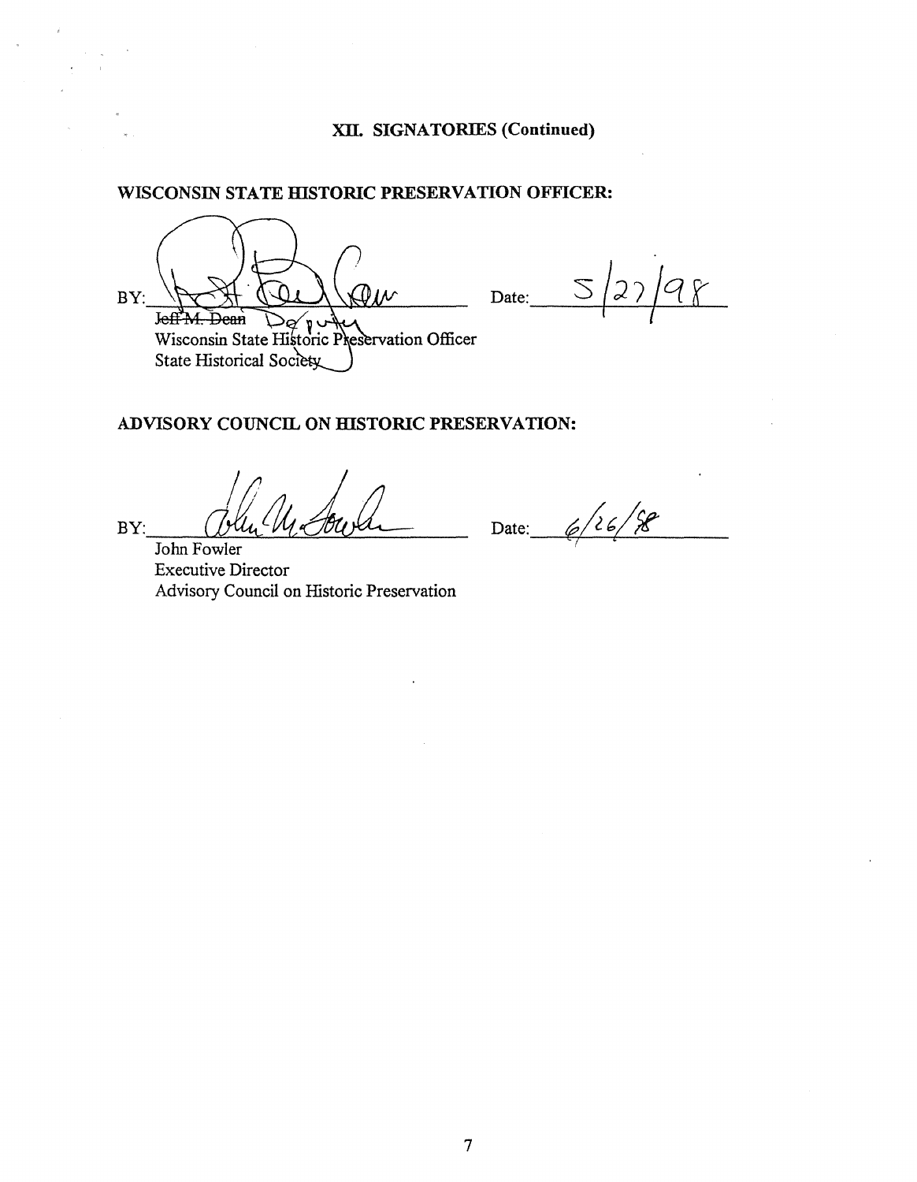## XII. SIGNATORIES (Continued)

**WISCONSIN STATE HISTORIC PRESERVATION OFFICER:**

BY: _______________________ Date: 5/27/98

~~Jeff M. Dean~~ Deputy
Wisconsin State Historic Preservation Officer
State Historical Society

**ADVISORY COUNCIL ON HISTORIC PRESERVATION:**

BY: _______________________ Date: 6/26/98

John Fowler
Executive Director
Advisory Council on Historic Preservation